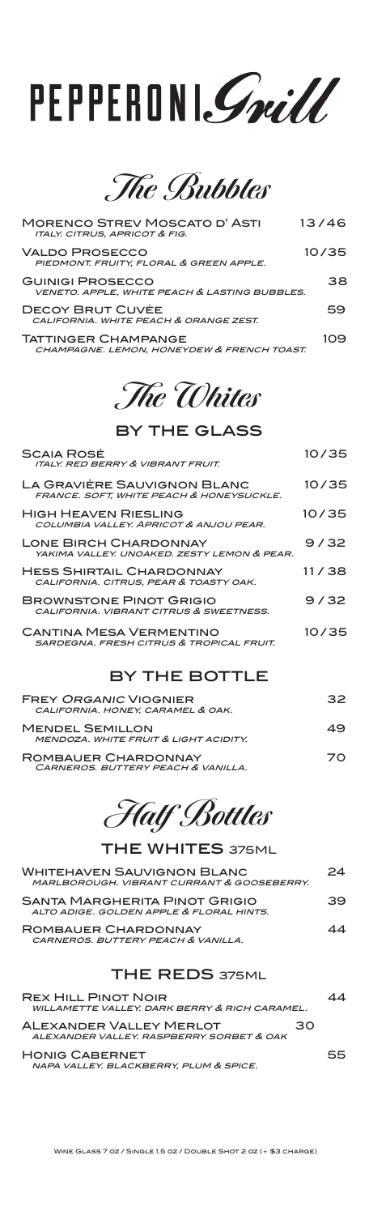# PEPPERONI Grill

## The Bubbles

| | |
|---|---|
| **Morenco Strev Moscato d' Asti**<br>*Italy. Citrus, apricot & fig.* | 13/46 |
| **Valdo Prosecco**<br>*Piedmont. Fruity, floral & green apple.* | 10/35 |
| **Guinigi Prosecco**<br>*Veneto. Apple, white peach & lasting bubbles.* | 38 |
| **Decoy Brut Cuvée**<br>*California. White peach & orange zest.* | 59 |
| **Tattinger Champagne**<br>*Champagne. Lemon, honeydew & french toast.* | 109 |

## The Whites

### By the Glass

| | |
|---|---|
| **Scaia Rosé**<br>*Italy. Red berry & vibrant fruit.* | 10/35 |
| **La Gravière Sauvignon Blanc**<br>*France. Soft, white peach & honeysuckle.* | 10/35 |
| **High Heaven Riesling**<br>*Columbia Valley. Apricot & Anjou pear.* | 10/35 |
| **Lone Birch Chardonnay**<br>*Yakima Valley. Unoaked. Zesty lemon & pear.* | 9/32 |
| **Hess Shirtail Chardonnay**<br>*California. Citrus, pear & toasty oak.* | 11/38 |
| **Brownstone Pinot Grigio**<br>*California. Vibrant citrus & sweetness.* | 9/32 |
| **Cantina Mesa Vermentino**<br>*Sardegna. Fresh citrus & tropical fruit.* | 10/35 |

### By the Bottle

| | |
|---|---|
| **Frey *Organic* Viognier**<br>*California. Honey, caramel & oak.* | 32 |
| **Mendel Semillon**<br>*Mendoza. White fruit & light acidity.* | 49 |
| **Rombauer Chardonnay**<br>*Carneros. Buttery peach & vanilla.* | 70 |

## Half Bottles

### The Whites 375ml

| | |
|---|---|
| **Whitehaven Sauvignon Blanc**<br>*Marlborough. Vibrant currant & gooseberry.* | 24 |
| **Santa Margherita Pinot Grigio**<br>*Alto Adige. Golden apple & floral hints.* | 39 |
| **Rombauer Chardonnay**<br>*Carneros. Buttery peach & vanilla.* | 44 |

### The Reds 375ml

| | |
|---|---|
| **Rex Hill Pinot Noir**<br>*Willamette Valley. Dark berry & rich caramel.* | 44 |
| **Alexander Valley Merlot**<br>*Alexander Valley. Raspberry sorbet & oak* | 30 |
| **Honig Cabernet**<br>*Napa Valley. Blackberry, plum & spice.* | 55 |

Wine Glass 7 oz / Single 1.5 oz / Double Shot 2 oz (+ $3 charge)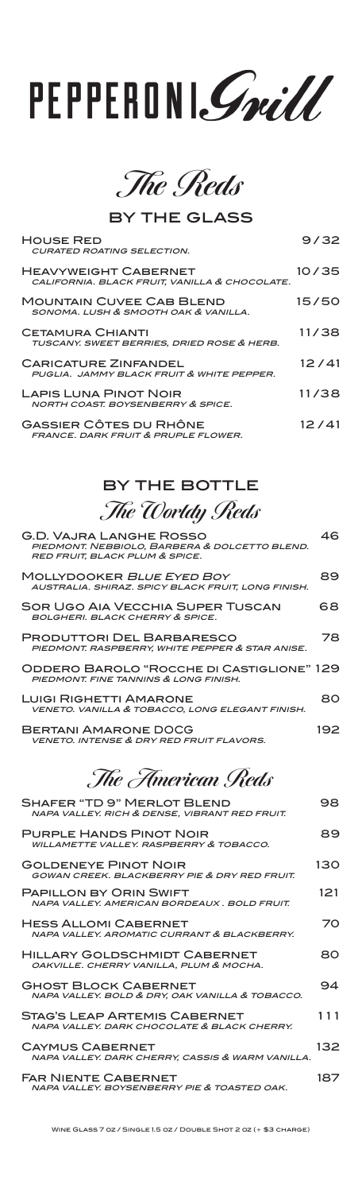# PEPPERONI Grill

## The Reds

### BY THE GLASS

**House Red** — 9/32
*Curated roating selection.*

**Heavyweight Cabernet** — 10/35
*California. Black fruit, vanilla & chocolate.*

**Mountain Cuvee Cab Blend** — 15/50
*Sonoma. Lush & smooth oak & vanilla.*

**Cetamura Chianti** — 11/38
*Tuscany. Sweet berries, dried rose & herb.*

**Caricature Zinfandel** — 12/41
*Puglia. Jammy black fruit & white pepper.*

**Lapis Luna Pinot Noir** — 11/38
*North Coast. Boysenberry & spice.*

**Gassier Côtes du Rhône** — 12/41
*France. Dark fruit & pruple flower.*

### BY THE BOTTLE

## The Worldy Reds

**G.D. Vajra Langhe Rosso** — 46
*Piedmont. Nebbiolo, Barbera & Dolcetto blend. Red fruit, black plum & spice.*

**Mollydooker *Blue Eyed Boy*** — 89
*Australia. Shiraz. Spicy black fruit, long finish.*

**Sor Ugo Aia Vecchia Super Tuscan** — 68
*Bolgheri. Black cherry & spice.*

**Produttori Del Barbaresco** — 78
*Piedmont. Raspberry, white pepper & star anise.*

**Oddero Barolo "Rocche di Castiglione"** — 129
*Piedmont. Fine tannins & long finish.*

**Luigi Righetti Amarone** — 80
*Veneto. Vanilla & tobacco, long elegant finish.*

**Bertani Amarone DOCG** — 192
*Veneto. Intense & dry red fruit flavors.*

## The American Reds

**Shafer "TD 9" Merlot Blend** — 98
*Napa Valley. Rich & dense, vibrant red fruit.*

**Purple Hands Pinot Noir** — 89
*Willamette Valley. Raspberry & tobacco.*

**Goldeneye Pinot Noir** — 130
*Gowan Creek. Blackberry pie & dry red fruit.*

**Papillon by Orin Swift** — 121
*Napa Valley. American Bordeaux . Bold fruit.*

**Hess Allomi Cabernet** — 70
*Napa Valley. Aromatic currant & blackberry.*

**Hillary Goldschmidt Cabernet** — 80
*Oakville. Cherry vanilla, plum & mocha.*

**Ghost Block Cabernet** — 94
*Napa Valley. Bold & dry, oak vanilla & tobacco.*

**Stag's Leap Artemis Cabernet** — 111
*Napa Valley. Dark chocolate & black cherry.*

**Caymus Cabernet** — 132
*Napa Valley. Dark cherry, cassis & warm vanilla.*

**Far Niente Cabernet** — 187
*Napa Valley. Boysenberry pie & toasted oak.*

Wine Glass 7 oz / Single 1.5 oz / Double Shot 2 oz (+ $3 charge)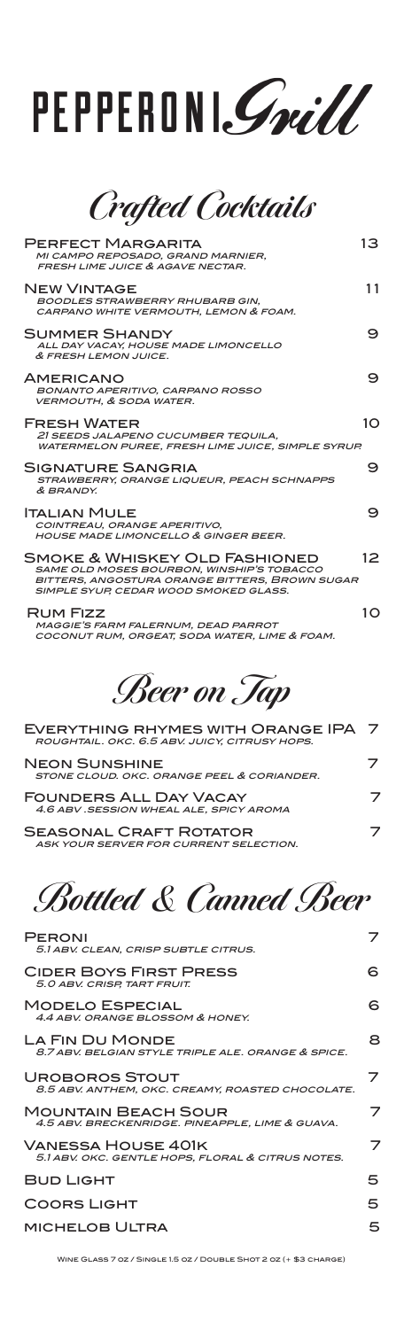# PEPPERONI *Grill*

## *Crafted Cocktails*

**PERFECT MARGARITA** 13
*MI CAMPO REPOSADO, GRAND MARNIER, FRESH LIME JUICE & AGAVE NECTAR.*

**NEW VINTAGE** 11
*BOODLES STRAWBERRY RHUBARB GIN, CARPANO WHITE VERMOUTH, LEMON & FOAM.*

**SUMMER SHANDY** 9
*ALL DAY VACAY, HOUSE MADE LIMONCELLO & FRESH LEMON JUICE.*

**AMERICANO** 9
*BONANTO APERITIVO, CARPANO ROSSO VERMOUTH, & SODA WATER.*

**FRESH WATER** 10
*21 SEEDS JALAPENO CUCUMBER TEQUILA, WATERMELON PUREE, FRESH LIME JUICE, SIMPLE SYRUP*

**SIGNATURE SANGRIA** 9
*STRAWBERRY, ORANGE LIQUEUR, PEACH SCHNAPPS & BRANDY.*

**ITALIAN MULE** 9
*COINTREAU, ORANGE APERITIVO, HOUSE MADE LIMONCELLO & GINGER BEER.*

**SMOKE & WHISKEY OLD FASHIONED** 12
*SAME OLD MOSES BOURBON, WINSHIP'S TOBACCO BITTERS, ANGOSTURA ORANGE BITTERS, BROWN SUGAR SIMPLE SYUP, CEDAR WOOD SMOKED GLASS.*

**RUM FIZZ** 10
*MAGGIE'S FARM FALERNUM, DEAD PARROT COCONUT RUM, ORGEAT, SODA WATER, LIME & FOAM.*

## *Beer on Tap*

**EVERYTHING RHYMES WITH ORANGE IPA** 7
*ROUGHTAIL. OKC. 6.5 ABV. JUICY, CITRUSY HOPS.*

**NEON SUNSHINE** 7
*STONE CLOUD. OKC. ORANGE PEEL & CORIANDER.*

**FOUNDERS ALL DAY VACAY** 7
*4.6 ABV .SESSION WHEAL ALE, SPICY AROMA*

**SEASONAL CRAFT ROTATOR** 7
*ASK YOUR SERVER FOR CURRENT SELECTION.*

## *Bottled & Canned Beer*

**PERONI** 7
*5.1 ABV. CLEAN, CRISP SUBTLE CITRUS.*

**CIDER BOYS FIRST PRESS** 6
*5.0 ABV. CRISP, TART FRUIT.*

**MODELO ESPECIAL** 6
*4.4 ABV. ORANGE BLOSSOM & HONEY.*

**LA FIN DU MONDE** 8
*8.7 ABV. BELGIAN STYLE TRIPLE ALE. ORANGE & SPICE.*

**UROBOROS STOUT** 7
*8.5 ABV. ANTHEM, OKC. CREAMY, ROASTED CHOCOLATE.*

**MOUNTAIN BEACH SOUR** 7
*4.5 ABV. BRECKENRIDGE. PINEAPPLE, LIME & GUAVA.*

**VANESSA HOUSE 401K** 7
*5.1 ABV. OKC. GENTLE HOPS, FLORAL & CITRUS NOTES.*

**BUD LIGHT** 5

**COORS LIGHT** 5

**MICHELOB ULTRA** 5

WINE GLASS 7 OZ / SINGLE 1.5 OZ / DOUBLE SHOT 2 OZ (+ $3 CHARGE)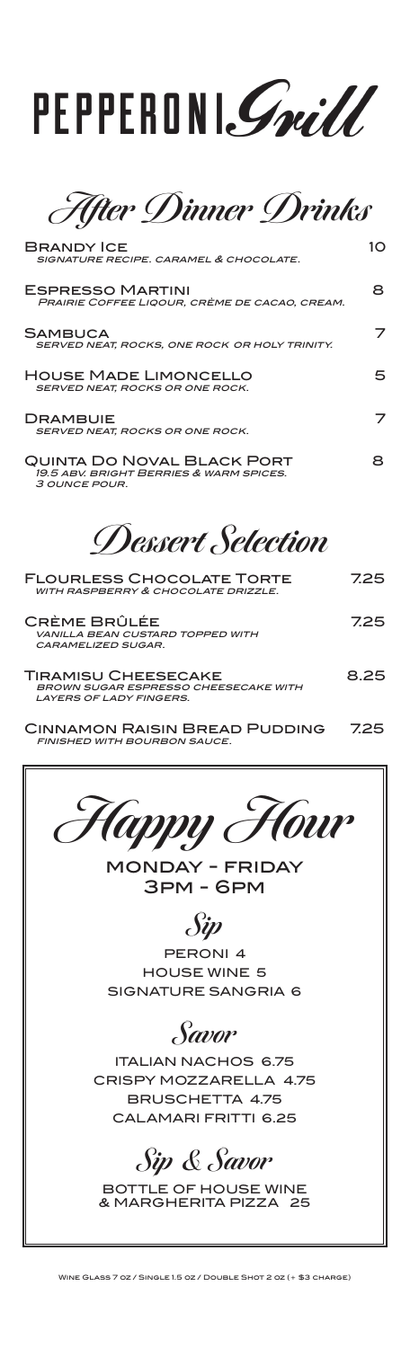# PEPPERONI Grill

## After Dinner Drinks

**Brandy Ice** — 10
*Signature recipe. Caramel & chocolate.*

**Espresso Martini** — 8
*Prairie Coffee Liqour, crème de cacao, cream.*

**Sambuca** — 7
*Served neat, rocks, one rock or holy trinity.*

**House Made Limoncello** — 5
*Served neat, rocks or one rock.*

**Drambuie** — 7
*Served neat, rocks or one rock.*

**Quinta Do Noval Black Port** — 8
*19.5 ABV. Bright berries & warm spices. 3 ounce pour.*

## Dessert Selection

**Flourless Chocolate Torte** — 7.25
*With raspberry & chocolate drizzle.*

**Crème Brûlée** — 7.25
*Vanilla bean custard topped with caramelized sugar.*

**Tiramisu Cheesecake** — 8.25
*Brown sugar espresso cheesecake with layers of lady fingers.*

**Cinnamon Raisin Bread Pudding** — 7.25
*Finished with bourbon sauce.*

## Happy Hour

**MONDAY - FRIDAY**
**3PM - 6PM**

### Sip

PERONI 4
HOUSE WINE 5
SIGNATURE SANGRIA 6

### Savor

ITALIAN NACHOS 6.75
CRISPY MOZZARELLA 4.75
BRUSCHETTA 4.75
CALAMARI FRITTI 6.25

### Sip & Savor

BOTTLE OF HOUSE WINE
& MARGHERITA PIZZA 25

Wine Glass 7 oz / Single 1.5 oz / Double Shot 2 oz (+ $3 charge)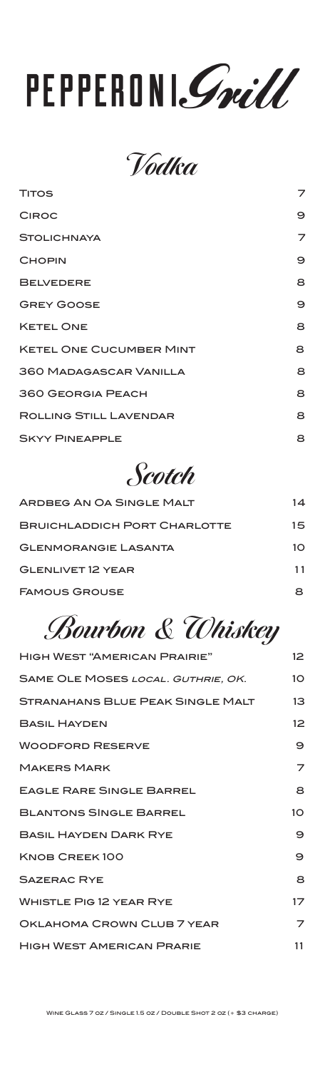# PEPPERONI *Grill*

## *Vodka*

| | |
|---|---|
| Titos | 7 |
| Ciroc | 9 |
| Stolichnaya | 7 |
| Chopin | 9 |
| Belvedere | 8 |
| Grey Goose | 9 |
| Ketel One | 8 |
| Ketel One Cucumber Mint | 8 |
| 360 Madagascar Vanilla | 8 |
| 360 Georgia Peach | 8 |
| Rolling Still Lavendar | 8 |
| Skyy Pineapple | 8 |

## *Scotch*

| | |
|---|---|
| Ardbeg An Oa Single Malt | 14 |
| Bruichladdich Port Charlotte | 15 |
| Glenmorangie Lasanta | 10 |
| Glenlivet 12 Year | 11 |
| Famous Grouse | 8 |

## *Bourbon & Whiskey*

| | |
|---|---|
| High West "American Prairie" | 12 |
| Same Ole Moses *local. Guthrie, OK.* | 10 |
| Stranahans Blue Peak Single Malt | 13 |
| Basil Hayden | 12 |
| Woodford Reserve | 9 |
| Makers Mark | 7 |
| Eagle Rare Single Barrel | 8 |
| Blantons Single Barrel | 10 |
| Basil Hayden Dark Rye | 9 |
| Knob Creek 100 | 9 |
| Sazerac Rye | 8 |
| Whistle Pig 12 Year Rye | 17 |
| Oklahoma Crown Club 7 Year | 7 |
| High West American Prarie | 11 |

Wine Glass 7 oz / Single 1.5 oz / Double Shot 2 oz (+ $3 charge)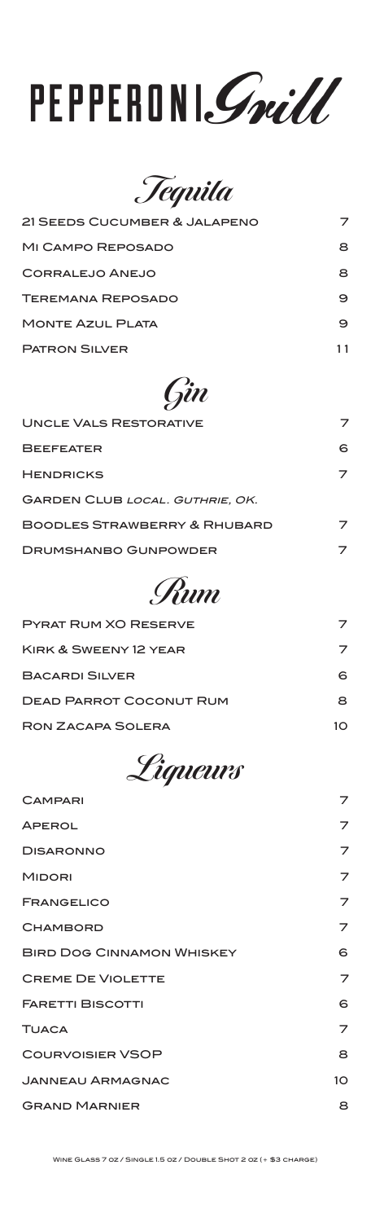# PEPPERONI *Grill*

## *Tequila*

| | |
|---|---|
| 21 Seeds Cucumber & Jalapeno | 7 |
| Mi Campo Reposado | 8 |
| Corralejo Anejo | 8 |
| Teremana Reposado | 9 |
| Monte Azul Plata | 9 |
| Patron Silver | 11 |

## *Gin*

| | |
|---|---|
| Uncle Vals Restorative | 7 |
| Beefeater | 6 |
| Hendricks | 7 |
| Garden Club *local. Guthrie, OK.* | |
| Boodles Strawberry & Rhubard | 7 |
| Drumshanbo Gunpowder | 7 |

## *Rum*

| | |
|---|---|
| Pyrat Rum XO Reserve | 7 |
| Kirk & Sweeny 12 Year | 7 |
| Bacardi Silver | 6 |
| Dead Parrot Coconut Rum | 8 |
| Ron Zacapa Solera | 10 |

## *Liqueurs*

| | |
|---|---|
| Campari | 7 |
| Aperol | 7 |
| Disaronno | 7 |
| Midori | 7 |
| Frangelico | 7 |
| Chambord | 7 |
| Bird Dog Cinnamon Whiskey | 6 |
| Creme De Violette | 7 |
| Faretti Biscotti | 6 |
| Tuaca | 7 |
| Courvoisier VSOP | 8 |
| Janneau Armagnac | 10 |
| Grand Marnier | 8 |

Wine Glass 7 oz / Single 1.5 oz / Double Shot 2 oz (+ $3 charge)